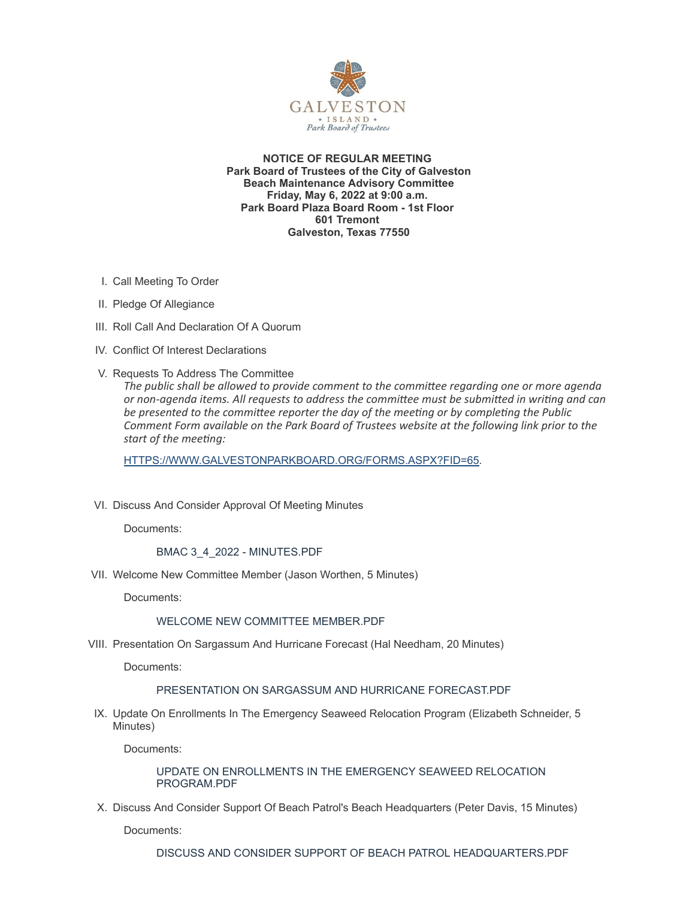**NOTICE OF REGULAR MEETING**
**Park Board of Trustees of the City of Galveston**
**Beach Maintenance Advisory Committee**
**Friday, May 6, 2022 at 9:00 a.m.**
**Park Board Plaza Board Room - 1st Floor**
**601 Tremont**
**Galveston, Texas 77550**

I. Call Meeting To Order

II. Pledge Of Allegiance

III. Roll Call And Declaration Of A Quorum

IV. Conflict Of Interest Declarations

V. Requests To Address The Committee

   *The public shall be allowed to provide comment to the committee regarding one or more agenda or non-agenda items. All requests to address the committee must be submitted in writing and can be presented to the committee reporter the day of the meeting or by completing the Public Comment Form available on the Park Board of Trustees website at the following link prior to the start of the meeting:*

   HTTPS://WWW.GALVESTONPARKBOARD.ORG/FORMS.ASPX?FID=65.

VI. Discuss And Consider Approval Of Meeting Minutes

   Documents:

   BMAC 3_4_2022 - MINUTES.PDF

VII. Welcome New Committee Member (Jason Worthen, 5 Minutes)

   Documents:

   WELCOME NEW COMMITTEE MEMBER.PDF

VIII. Presentation On Sargassum And Hurricane Forecast (Hal Needham, 20 Minutes)

   Documents:

   PRESENTATION ON SARGASSUM AND HURRICANE FORECAST.PDF

IX. Update On Enrollments In The Emergency Seaweed Relocation Program (Elizabeth Schneider, 5 Minutes)

   Documents:

   UPDATE ON ENROLLMENTS IN THE EMERGENCY SEAWEED RELOCATION PROGRAM.PDF

X. Discuss And Consider Support Of Beach Patrol's Beach Headquarters (Peter Davis, 15 Minutes)

   Documents:

   DISCUSS AND CONSIDER SUPPORT OF BEACH PATROL HEADQUARTERS.PDF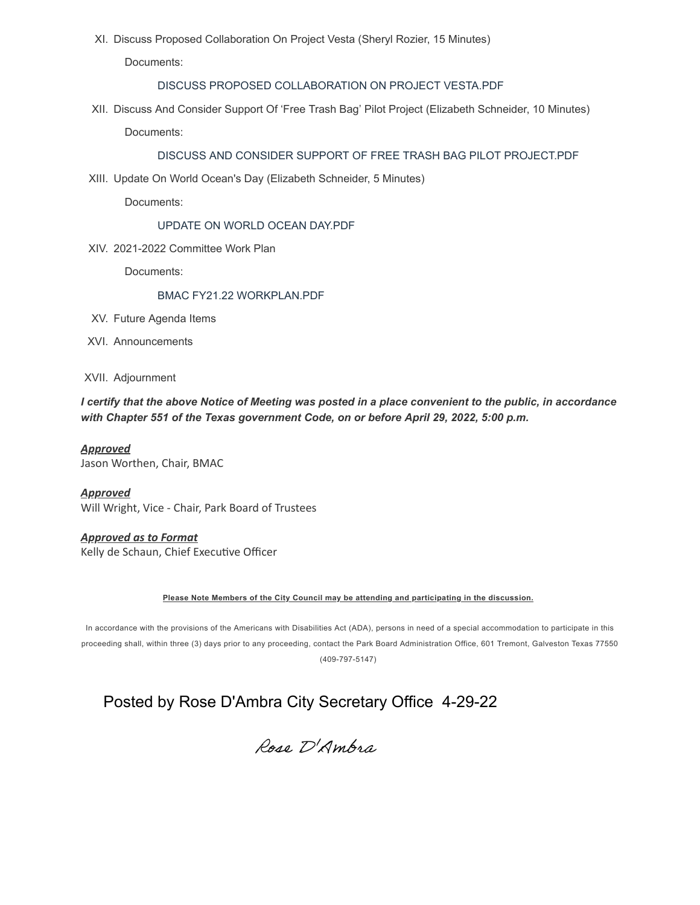XI. Discuss Proposed Collaboration On Project Vesta (Sheryl Rozier, 15 Minutes)

Documents:

DISCUSS PROPOSED COLLABORATION ON PROJECT VESTA.PDF

XII. Discuss And Consider Support Of 'Free Trash Bag' Pilot Project (Elizabeth Schneider, 10 Minutes)

Documents:

DISCUSS AND CONSIDER SUPPORT OF FREE TRASH BAG PILOT PROJECT.PDF

XIII. Update On World Ocean's Day (Elizabeth Schneider, 5 Minutes)

Documents:

UPDATE ON WORLD OCEAN DAY.PDF

XIV. 2021-2022 Committee Work Plan

Documents:

BMAC FY21.22 WORKPLAN.PDF

XV. Future Agenda Items

XVI. Announcements

XVII. Adjournment

***I certify that the above Notice of Meeting was posted in a place convenient to the public, in accordance with Chapter 551 of the Texas government Code, on or before April 29, 2022, 5:00 p.m.***

***Approved***
Jason Worthen, Chair, BMAC

***Approved***
Will Wright, Vice - Chair, Park Board of Trustees

***Approved as to Format***
Kelly de Schaun, Chief Executive Officer

**Please Note Members of the City Council may be attending and participating in the discussion.**

In accordance with the provisions of the Americans with Disabilities Act (ADA), persons in need of a special accommodation to participate in this proceeding shall, within three (3) days prior to any proceeding, contact the Park Board Administration Office, 601 Tremont, Galveston Texas 77550 (409-797-5147)

Posted by Rose D'Ambra City Secretary Office 4-29-22

*Rose D'Ambra*